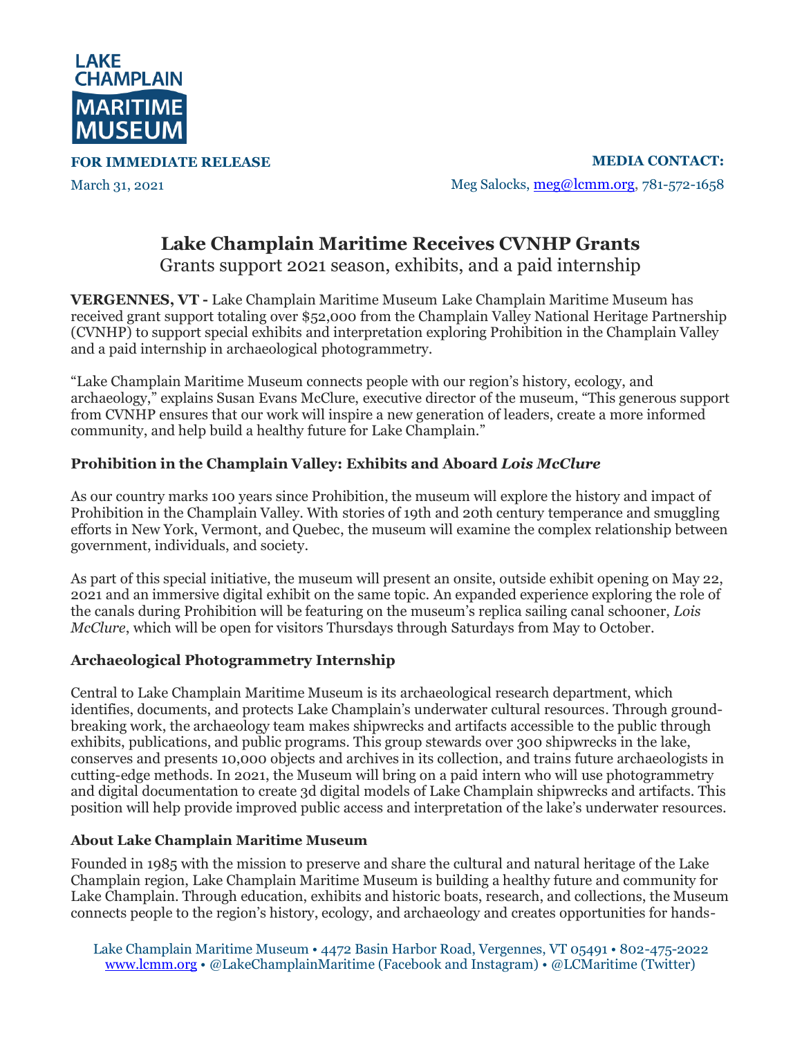LAKE CHAMPLAIN MARITIME MUSEUM

**FOR IMMEDIATE RELEASE**

March 31, 2021

**MEDIA CONTACT:**

Meg Salocks, meg@lcmm.org, 781-572-1658

# Lake Champlain Maritime Receives CVNHP Grants

Grants support 2021 season, exhibits, and a paid internship

**VERGENNES, VT -** Lake Champlain Maritime Museum Lake Champlain Maritime Museum has received grant support totaling over $52,000 from the Champlain Valley National Heritage Partnership (CVNHP) to support special exhibits and interpretation exploring Prohibition in the Champlain Valley and a paid internship in archaeological photogrammetry.

"Lake Champlain Maritime Museum connects people with our region's history, ecology, and archaeology," explains Susan Evans McClure, executive director of the museum, "This generous support from CVNHP ensures that our work will inspire a new generation of leaders, create a more informed community, and help build a healthy future for Lake Champlain."

## Prohibition in the Champlain Valley: Exhibits and Aboard *Lois McClure*

As our country marks 100 years since Prohibition, the museum will explore the history and impact of Prohibition in the Champlain Valley. With stories of 19th and 20th century temperance and smuggling efforts in New York, Vermont, and Quebec, the museum will examine the complex relationship between government, individuals, and society.

As part of this special initiative, the museum will present an onsite, outside exhibit opening on May 22, 2021 and an immersive digital exhibit on the same topic. An expanded experience exploring the role of the canals during Prohibition will be featuring on the museum's replica sailing canal schooner, *Lois McClure*, which will be open for visitors Thursdays through Saturdays from May to October.

## Archaeological Photogrammetry Internship

Central to Lake Champlain Maritime Museum is its archaeological research department, which identifies, documents, and protects Lake Champlain's underwater cultural resources. Through ground-breaking work, the archaeology team makes shipwrecks and artifacts accessible to the public through exhibits, publications, and public programs. This group stewards over 300 shipwrecks in the lake, conserves and presents 10,000 objects and archives in its collection, and trains future archaeologists in cutting-edge methods. In 2021, the Museum will bring on a paid intern who will use photogrammetry and digital documentation to create 3d digital models of Lake Champlain shipwrecks and artifacts. This position will help provide improved public access and interpretation of the lake's underwater resources.

### About Lake Champlain Maritime Museum

Founded in 1985 with the mission to preserve and share the cultural and natural heritage of the Lake Champlain region, Lake Champlain Maritime Museum is building a healthy future and community for Lake Champlain. Through education, exhibits and historic boats, research, and collections, the Museum connects people to the region's history, ecology, and archaeology and creates opportunities for hands-

Lake Champlain Maritime Museum • 4472 Basin Harbor Road, Vergennes, VT 05491 • 802-475-2022
www.lcmm.org • @LakeChamplainMaritime (Facebook and Instagram) • @LCMaritime (Twitter)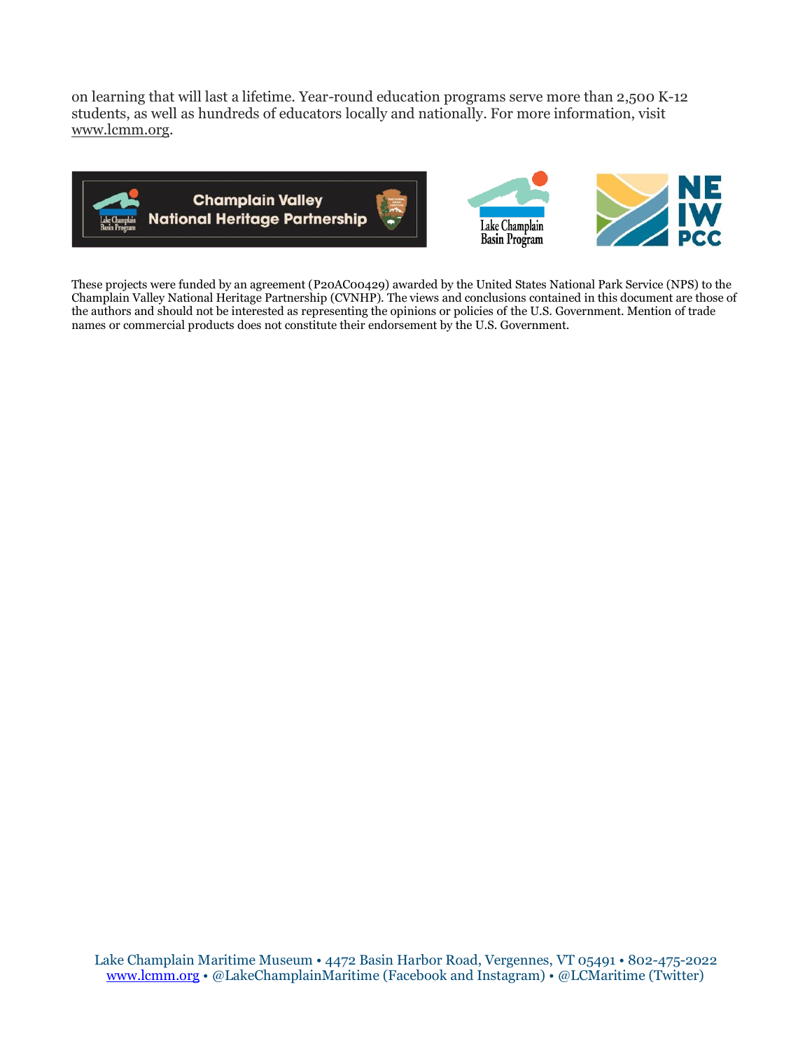on learning that will last a lifetime. Year-round education programs serve more than 2,500 K-12 students, as well as hundreds of educators locally and nationally. For more information, visit www.lcmm.org.

These projects were funded by an agreement (P20AC00429) awarded by the United States National Park Service (NPS) to the Champlain Valley National Heritage Partnership (CVNHP). The views and conclusions contained in this document are those of the authors and should not be interested as representing the opinions or policies of the U.S. Government. Mention of trade names or commercial products does not constitute their endorsement by the U.S. Government.

Lake Champlain Maritime Museum • 4472 Basin Harbor Road, Vergennes, VT 05491 • 802-475-2022
www.lcmm.org • @LakeChamplainMaritime (Facebook and Instagram) • @LCMaritime (Twitter)